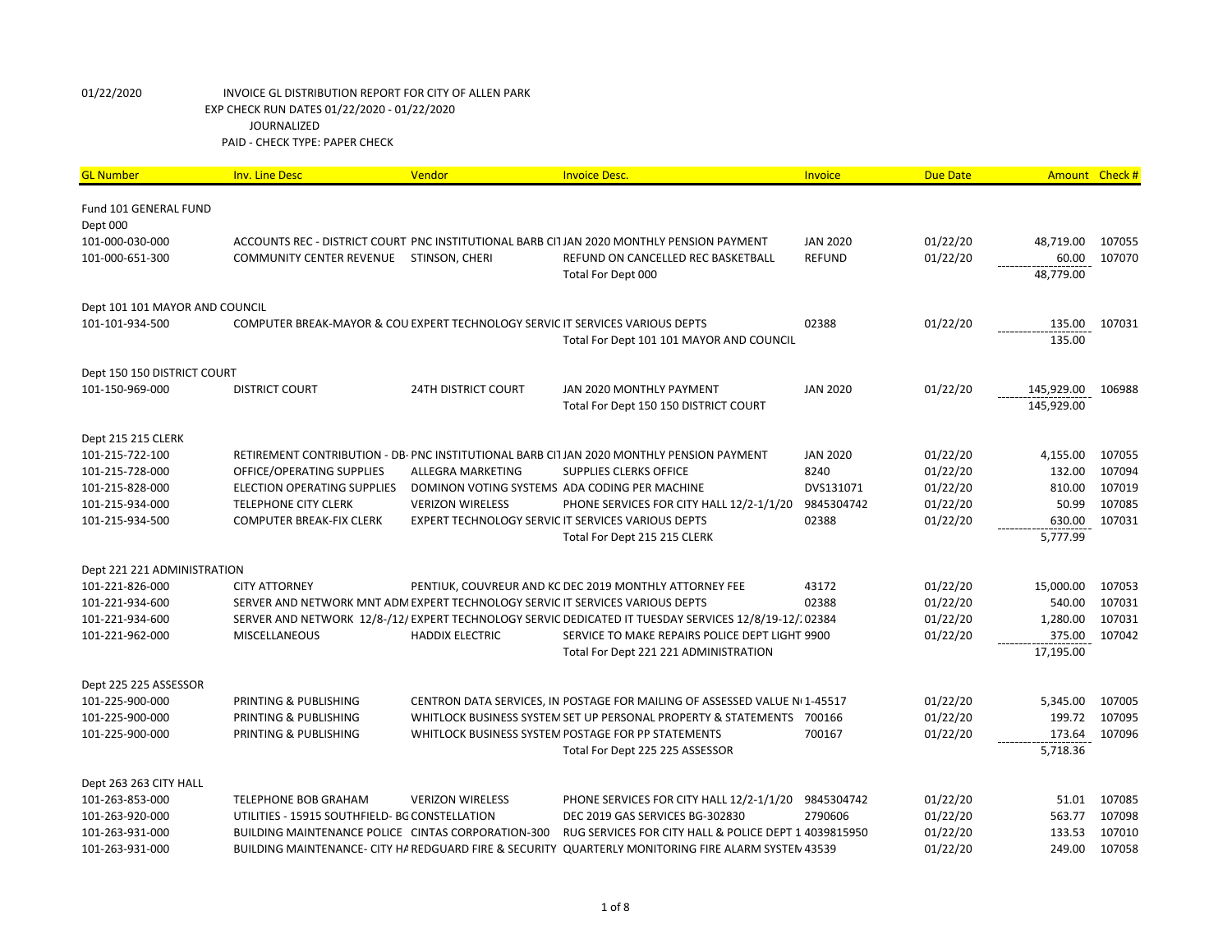01/22/2020 INVOICE GL DISTRIBUTION REPORT FOR CITY OF ALLEN PARK
EXP CHECK RUN DATES 01/22/2020 - 01/22/2020
JOURNALIZED
PAID - CHECK TYPE: PAPER CHECK

| GL Number | Inv. Line Desc | Vendor | Invoice Desc. | Invoice | Due Date | Amount | Check # |
|---|---|---|---|---|---|---|---|
| Fund 101 GENERAL FUND | | | | | | | |
| Dept 000 | | | | | | | |
| 101-000-030-000 | ACCOUNTS REC - DISTRICT COURT | PNC INSTITUTIONAL BARB CIT | JAN 2020 MONTHLY PENSION PAYMENT | JAN 2020 | 01/22/20 | 48,719.00 | 107055 |
| 101-000-651-300 | COMMUNITY CENTER REVENUE | STINSON, CHERI | REFUND ON CANCELLED REC BASKETBALL | REFUND | 01/22/20 | 60.00 | 107070 |
| | | | Total For Dept 000 | | | 48,779.00 | |
| Dept 101 101 MAYOR AND COUNCIL | | | | | | | |
| 101-101-934-500 | COMPUTER BREAK-MAYOR & COU | EXPERT TECHNOLOGY SERVIC | IT SERVICES VARIOUS DEPTS | 02388 | 01/22/20 | 135.00 | 107031 |
| | | | Total For Dept 101 101 MAYOR AND COUNCIL | | | 135.00 | |
| Dept 150 150 DISTRICT COURT | | | | | | | |
| 101-150-969-000 | DISTRICT COURT | 24TH DISTRICT COURT | JAN 2020 MONTHLY PAYMENT | JAN 2020 | 01/22/20 | 145,929.00 | 106988 |
| | | | Total For Dept 150 150 DISTRICT COURT | | | 145,929.00 | |
| Dept 215 215 CLERK | | | | | | | |
| 101-215-722-100 | RETIREMENT CONTRIBUTION - DB- | PNC INSTITUTIONAL BARB CIT | JAN 2020 MONTHLY PENSION PAYMENT | JAN 2020 | 01/22/20 | 4,155.00 | 107055 |
| 101-215-728-000 | OFFICE/OPERATING SUPPLIES | ALLEGRA MARKETING | SUPPLIES CLERKS OFFICE | 8240 | 01/22/20 | 132.00 | 107094 |
| 101-215-828-000 | ELECTION OPERATING SUPPLIES | DOMINON VOTING SYSTEMS | ADA CODING PER MACHINE | DVS131071 | 01/22/20 | 810.00 | 107019 |
| 101-215-934-000 | TELEPHONE CITY CLERK | VERIZON WIRELESS | PHONE SERVICES FOR CITY HALL 12/2-1/1/20 | 9845304742 | 01/22/20 | 50.99 | 107085 |
| 101-215-934-500 | COMPUTER BREAK-FIX CLERK | EXPERT TECHNOLOGY SERVIC | IT SERVICES VARIOUS DEPTS | 02388 | 01/22/20 | 630.00 | 107031 |
| | | | Total For Dept 215 215 CLERK | | | 5,777.99 | |
| Dept 221 221 ADMINISTRATION | | | | | | | |
| 101-221-826-000 | CITY ATTORNEY | PENTIUK, COUVREUR AND KC | DEC 2019 MONTHLY ATTORNEY FEE | 43172 | 01/22/20 | 15,000.00 | 107053 |
| 101-221-934-600 | SERVER AND NETWORK MNT ADM | EXPERT TECHNOLOGY SERVIC | IT SERVICES VARIOUS DEPTS | 02388 | 01/22/20 | 540.00 | 107031 |
| 101-221-934-600 | SERVER AND NETWORK 12/8-/12/ | EXPERT TECHNOLOGY SERVIC | DEDICATED IT TUESDAY SERVICES 12/8/19-12/: | 02384 | 01/22/20 | 1,280.00 | 107031 |
| 101-221-962-000 | MISCELLANEOUS | HADDIX ELECTRIC | SERVICE TO MAKE REPAIRS POLICE DEPT LIGHT | 9900 | 01/22/20 | 375.00 | 107042 |
| | | | Total For Dept 221 221 ADMINISTRATION | | | 17,195.00 | |
| Dept 225 225 ASSESSOR | | | | | | | |
| 101-225-900-000 | PRINTING & PUBLISHING | CENTRON DATA SERVICES, IN | POSTAGE FOR MAILING OF ASSESSED VALUE N | 1-45517 | 01/22/20 | 5,345.00 | 107005 |
| 101-225-900-000 | PRINTING & PUBLISHING | WHITLOCK BUSINESS SYSTEM | SET UP PERSONAL PROPERTY & STATEMENTS | 700166 | 01/22/20 | 199.72 | 107095 |
| 101-225-900-000 | PRINTING & PUBLISHING | WHITLOCK BUSINESS SYSTEM | POSTAGE FOR PP STATEMENTS | 700167 | 01/22/20 | 173.64 | 107096 |
| | | | Total For Dept 225 225 ASSESSOR | | | 5,718.36 | |
| Dept 263 263 CITY HALL | | | | | | | |
| 101-263-853-000 | TELEPHONE BOB GRAHAM | VERIZON WIRELESS | PHONE SERVICES FOR CITY HALL 12/2-1/1/20 | 9845304742 | 01/22/20 | 51.01 | 107085 |
| 101-263-920-000 | UTILITIES - 15915 SOUTHFIELD- BG | CONSTELLATION | DEC 2019 GAS SERVICES BG-302830 | 2790606 | 01/22/20 | 563.77 | 107098 |
| 101-263-931-000 | BUILDING MAINTENANCE POLICE | CINTAS CORPORATION-300 | RUG SERVICES FOR CITY HALL & POLICE DEPT 1 | 4039815950 | 01/22/20 | 133.53 | 107010 |
| 101-263-931-000 | BUILDING MAINTENANCE- CITY HA | REDGUARD FIRE & SECURITY | QUARTERLY MONITORING FIRE ALARM SYSTEM | 43539 | 01/22/20 | 249.00 | 107058 |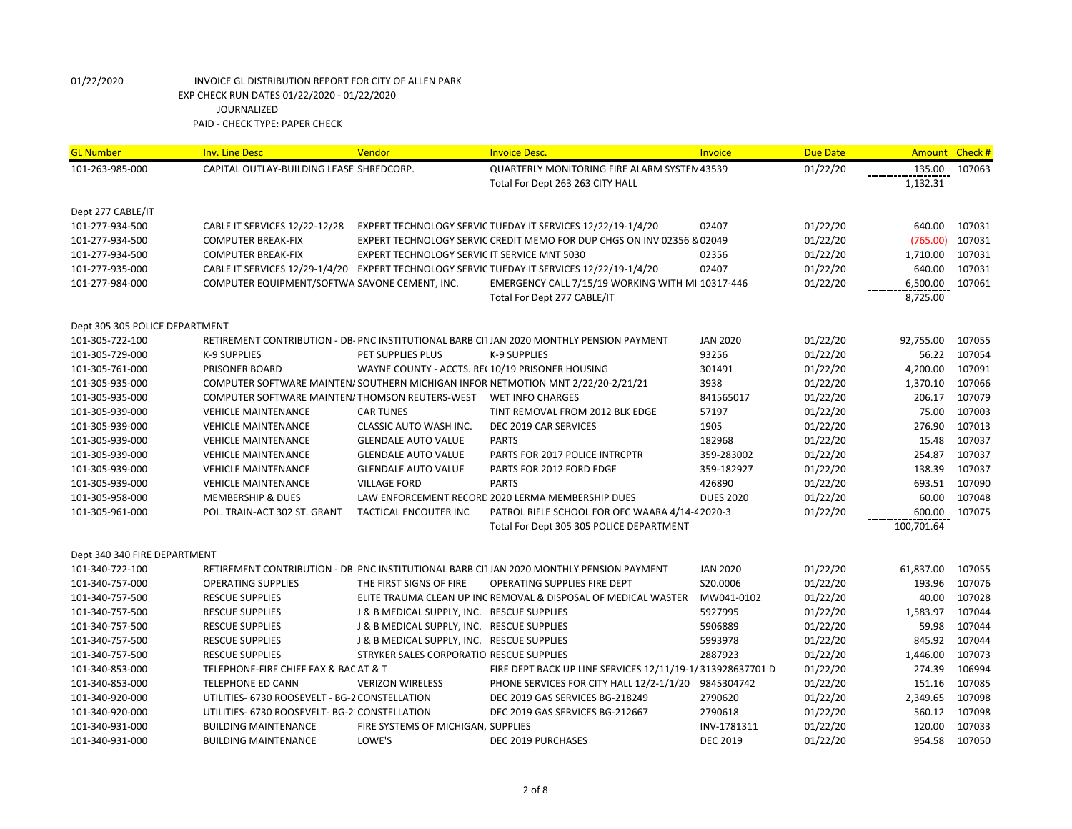01/22/2020 INVOICE GL DISTRIBUTION REPORT FOR CITY OF ALLEN PARK
EXP CHECK RUN DATES 01/22/2020 - 01/22/2020
JOURNALIZED
PAID - CHECK TYPE: PAPER CHECK

| GL Number | Inv. Line Desc | Vendor | Invoice Desc. | Invoice | Due Date | Amount | Check # |
|---|---|---|---|---|---|---|---|
| 101-263-985-000 | CAPITAL OUTLAY-BUILDING LEASE | SHREDCORP. | QUARTERLY MONITORING FIRE ALARM SYSTEN | 43539 | 01/22/20 | 135.00 | 107063 |
| | | | Total For Dept 263 263 CITY HALL | | | 1,132.31 | |
| Dept 277 CABLE/IT | | | | | | | |
| 101-277-934-500 | CABLE IT SERVICES 12/22-12/28 | EXPERT TECHNOLOGY SERVIC | TUEDAY IT SERVICES 12/22/19-1/4/20 | 02407 | 01/22/20 | 640.00 | 107031 |
| 101-277-934-500 | COMPUTER BREAK-FIX | EXPERT TECHNOLOGY SERVIC | CREDIT MEMO FOR DUP CHGS ON INV 02356 & | 02049 | 01/22/20 | (765.00) | 107031 |
| 101-277-934-500 | COMPUTER BREAK-FIX | EXPERT TECHNOLOGY SERVIC | IT SERVICE MNT 5030 | 02356 | 01/22/20 | 1,710.00 | 107031 |
| 101-277-935-000 | CABLE IT SERVICES 12/29-1/4/20 | EXPERT TECHNOLOGY SERVIC | TUEDAY IT SERVICES 12/22/19-1/4/20 | 02407 | 01/22/20 | 640.00 | 107031 |
| 101-277-984-000 | COMPUTER EQUIPMENT/SOFTWA | SAVONE CEMENT, INC. | EMERGENCY CALL 7/15/19 WORKING WITH MI | 10317-446 | 01/22/20 | 6,500.00 | 107061 |
| | | | Total For Dept 277 CABLE/IT | | | 8,725.00 | |
| Dept 305 305 POLICE DEPARTMENT | | | | | | | |
| 101-305-722-100 | RETIREMENT CONTRIBUTION - DB- | PNC INSTITUTIONAL BARB CI | JAN 2020 MONTHLY PENSION PAYMENT | JAN 2020 | 01/22/20 | 92,755.00 | 107055 |
| 101-305-729-000 | K-9 SUPPLIES | PET SUPPLIES PLUS | K-9 SUPPLIES | 93256 | 01/22/20 | 56.22 | 107054 |
| 101-305-761-000 | PRISONER BOARD | WAYNE COUNTY - ACCTS. RE( | 10/19 PRISONER HOUSING | 301491 | 01/22/20 | 4,200.00 | 107091 |
| 101-305-935-000 | COMPUTER SOFTWARE MAINTEN/ | SOUTHERN MICHIGAN INFOR | NETMOTION MNT 2/22/20-2/21/21 | 3938 | 01/22/20 | 1,370.10 | 107066 |
| 101-305-935-000 | COMPUTER SOFTWARE MAINTEN/ | THOMSON REUTERS-WEST | WET INFO CHARGES | 841565017 | 01/22/20 | 206.17 | 107079 |
| 101-305-939-000 | VEHICLE MAINTENANCE | CAR TUNES | TINT REMOVAL FROM 2012 BLK EDGE | 57197 | 01/22/20 | 75.00 | 107003 |
| 101-305-939-000 | VEHICLE MAINTENANCE | CLASSIC AUTO WASH INC. | DEC 2019 CAR SERVICES | 1905 | 01/22/20 | 276.90 | 107013 |
| 101-305-939-000 | VEHICLE MAINTENANCE | GLENDALE AUTO VALUE | PARTS | 182968 | 01/22/20 | 15.48 | 107037 |
| 101-305-939-000 | VEHICLE MAINTENANCE | GLENDALE AUTO VALUE | PARTS FOR 2017 POLICE INTRCPTR | 359-283002 | 01/22/20 | 254.87 | 107037 |
| 101-305-939-000 | VEHICLE MAINTENANCE | GLENDALE AUTO VALUE | PARTS FOR 2012 FORD EDGE | 359-182927 | 01/22/20 | 138.39 | 107037 |
| 101-305-939-000 | VEHICLE MAINTENANCE | VILLAGE FORD | PARTS | 426890 | 01/22/20 | 693.51 | 107090 |
| 101-305-958-000 | MEMBERSHIP & DUES | LAW ENFORCEMENT RECORD | 2020 LERMA MEMBERSHIP DUES | DUES 2020 | 01/22/20 | 60.00 | 107048 |
| 101-305-961-000 | POL. TRAIN-ACT 302 ST. GRANT | TACTICAL ENCOUTER INC | PATROL RIFLE SCHOOL FOR OFC WAARA 4/14-4 | 2020-3 | 01/22/20 | 600.00 | 107075 |
| | | | Total For Dept 305 305 POLICE DEPARTMENT | | | 100,701.64 | |
| Dept 340 340 FIRE DEPARTMENT | | | | | | | |
| 101-340-722-100 | RETIREMENT CONTRIBUTION - DB | PNC INSTITUTIONAL BARB CI | JAN 2020 MONTHLY PENSION PAYMENT | JAN 2020 | 01/22/20 | 61,837.00 | 107055 |
| 101-340-757-000 | OPERATING SUPPLIES | THE FIRST SIGNS OF FIRE | OPERATING SUPPLIES FIRE DEPT | S20.0006 | 01/22/20 | 193.96 | 107076 |
| 101-340-757-500 | RESCUE SUPPLIES | ELITE TRAUMA CLEAN UP INC | REMOVAL & DISPOSAL OF MEDICAL WASTER | MW041-0102 | 01/22/20 | 40.00 | 107028 |
| 101-340-757-500 | RESCUE SUPPLIES | J & B MEDICAL SUPPLY, INC. | RESCUE SUPPLIES | 5927995 | 01/22/20 | 1,583.97 | 107044 |
| 101-340-757-500 | RESCUE SUPPLIES | J & B MEDICAL SUPPLY, INC. | RESCUE SUPPLIES | 5906889 | 01/22/20 | 59.98 | 107044 |
| 101-340-757-500 | RESCUE SUPPLIES | J & B MEDICAL SUPPLY, INC. | RESCUE SUPPLIES | 5993978 | 01/22/20 | 845.92 | 107044 |
| 101-340-757-500 | RESCUE SUPPLIES | STRYKER SALES CORPORATIO | RESCUE SUPPLIES | 2887923 | 01/22/20 | 1,446.00 | 107073 |
| 101-340-853-000 | TELEPHONE-FIRE CHIEF FAX & BAC | AT & T | FIRE DEPT BACK UP LINE SERVICES 12/11/19-1/ | 313928637701 D | 01/22/20 | 274.39 | 106994 |
| 101-340-853-000 | TELEPHONE ED CANN | VERIZON WIRELESS | PHONE SERVICES FOR CITY HALL 12/2-1/1/20 | 9845304742 | 01/22/20 | 151.16 | 107085 |
| 101-340-920-000 | UTILITIES- 6730 ROOSEVELT - BG-2 | CONSTELLATION | DEC 2019 GAS SERVICES BG-218249 | 2790620 | 01/22/20 | 2,349.65 | 107098 |
| 101-340-920-000 | UTILITIES- 6730 ROOSEVELT- BG-2 | CONSTELLATION | DEC 2019 GAS SERVICES BG-212667 | 2790618 | 01/22/20 | 560.12 | 107098 |
| 101-340-931-000 | BUILDING MAINTENANCE | FIRE SYSTEMS OF MICHIGAN, | SUPPLIES | INV-1781311 | 01/22/20 | 120.00 | 107033 |
| 101-340-931-000 | BUILDING MAINTENANCE | LOWE'S | DEC 2019 PURCHASES | DEC 2019 | 01/22/20 | 954.58 | 107050 |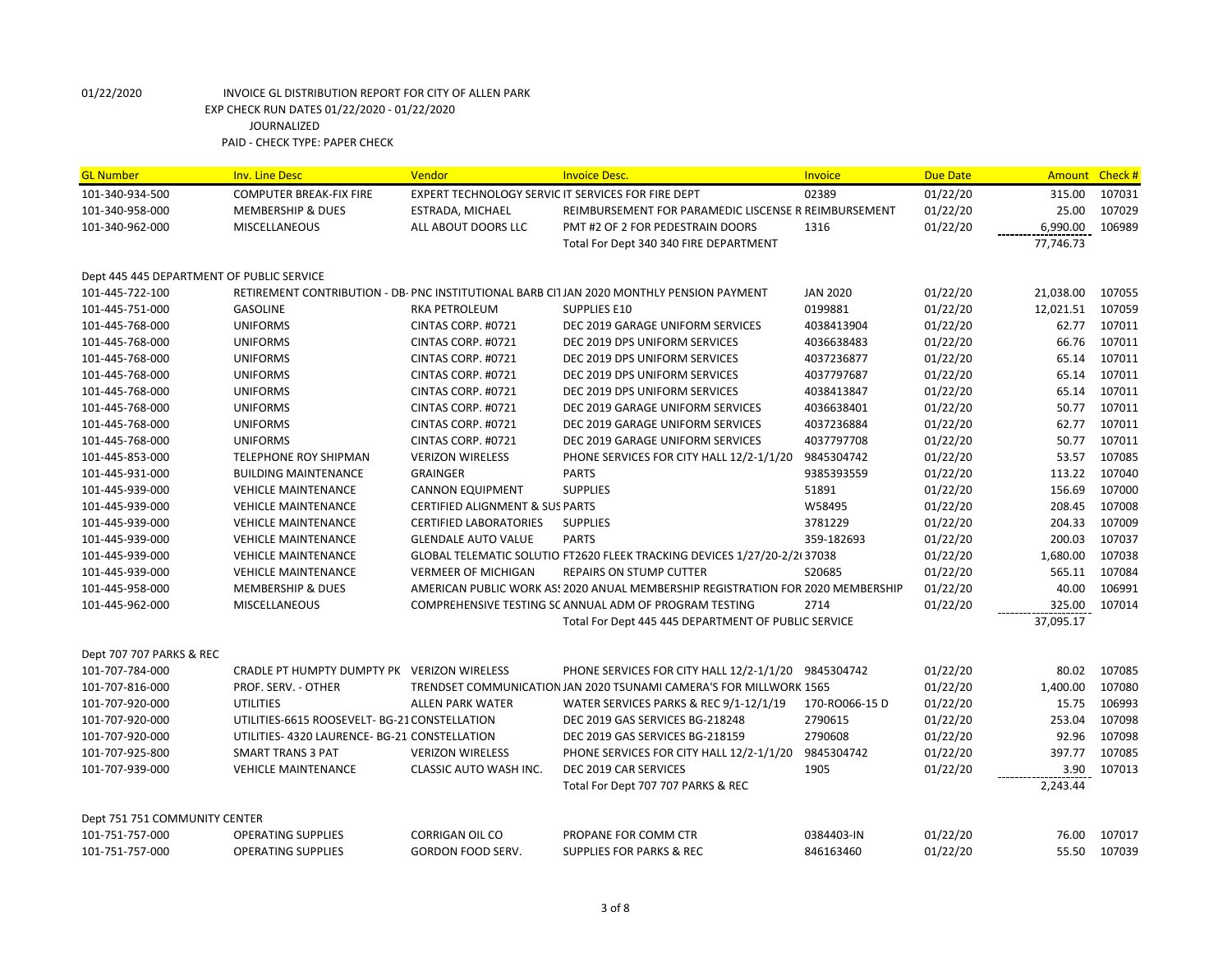01/22/2020 INVOICE GL DISTRIBUTION REPORT FOR CITY OF ALLEN PARK
EXP CHECK RUN DATES 01/22/2020 - 01/22/2020
JOURNALIZED
PAID - CHECK TYPE: PAPER CHECK

| GL Number | Inv. Line Desc | Vendor | Invoice Desc. | Invoice | Due Date | Amount | Check # |
|---|---|---|---|---|---|---|---|
| 101-340-934-500 | COMPUTER BREAK-FIX FIRE | EXPERT TECHNOLOGY SERVIC | IT SERVICES FOR FIRE DEPT | 02389 | 01/22/20 | 315.00 | 107031 |
| 101-340-958-000 | MEMBERSHIP & DUES | ESTRADA, MICHAEL | REIMBURSEMENT FOR PARAMEDIC LISCENSE R | REIMBURSEMENT | 01/22/20 | 25.00 | 107029 |
| 101-340-962-000 | MISCELLANEOUS | ALL ABOUT DOORS LLC | PMT #2 OF 2 FOR PEDESTRAIN DOORS | 1316 | 01/22/20 | 6,990.00 | 106989 |
| | | | Total For Dept 340 340 FIRE DEPARTMENT | | | 77,746.73 | |
| Dept 445 445 DEPARTMENT OF PUBLIC SERVICE | | | | | | | |
| 101-445-722-100 | RETIREMENT CONTRIBUTION - DB- | PNC INSTITUTIONAL BARB CI | JAN 2020 MONTHLY PENSION PAYMENT | JAN 2020 | 01/22/20 | 21,038.00 | 107055 |
| 101-445-751-000 | GASOLINE | RKA PETROLEUM | SUPPLIES E10 | 0199881 | 01/22/20 | 12,021.51 | 107059 |
| 101-445-768-000 | UNIFORMS | CINTAS CORP. #0721 | DEC 2019 GARAGE UNIFORM SERVICES | 4038413904 | 01/22/20 | 62.77 | 107011 |
| 101-445-768-000 | UNIFORMS | CINTAS CORP. #0721 | DEC 2019 DPS UNIFORM SERVICES | 4036638483 | 01/22/20 | 66.76 | 107011 |
| 101-445-768-000 | UNIFORMS | CINTAS CORP. #0721 | DEC 2019 DPS UNIFORM SERVICES | 4037236877 | 01/22/20 | 65.14 | 107011 |
| 101-445-768-000 | UNIFORMS | CINTAS CORP. #0721 | DEC 2019 DPS UNIFORM SERVICES | 4037797687 | 01/22/20 | 65.14 | 107011 |
| 101-445-768-000 | UNIFORMS | CINTAS CORP. #0721 | DEC 2019 DPS UNIFORM SERVICES | 4038413847 | 01/22/20 | 65.14 | 107011 |
| 101-445-768-000 | UNIFORMS | CINTAS CORP. #0721 | DEC 2019 GARAGE UNIFORM SERVICES | 4036638401 | 01/22/20 | 50.77 | 107011 |
| 101-445-768-000 | UNIFORMS | CINTAS CORP. #0721 | DEC 2019 GARAGE UNIFORM SERVICES | 4037236884 | 01/22/20 | 62.77 | 107011 |
| 101-445-768-000 | UNIFORMS | CINTAS CORP. #0721 | DEC 2019 GARAGE UNIFORM SERVICES | 4037797708 | 01/22/20 | 50.77 | 107011 |
| 101-445-853-000 | TELEPHONE ROY SHIPMAN | VERIZON WIRELESS | PHONE SERVICES FOR CITY HALL 12/2-1/1/20 | 9845304742 | 01/22/20 | 53.57 | 107085 |
| 101-445-931-000 | BUILDING MAINTENANCE | GRAINGER | PARTS | 9385393559 | 01/22/20 | 113.22 | 107040 |
| 101-445-939-000 | VEHICLE MAINTENANCE | CANNON EQUIPMENT | SUPPLIES | 51891 | 01/22/20 | 156.69 | 107000 |
| 101-445-939-000 | VEHICLE MAINTENANCE | CERTIFIED ALIGNMENT & SUS | PARTS | W58495 | 01/22/20 | 208.45 | 107008 |
| 101-445-939-000 | VEHICLE MAINTENANCE | CERTIFIED LABORATORIES | SUPPLIES | 3781229 | 01/22/20 | 204.33 | 107009 |
| 101-445-939-000 | VEHICLE MAINTENANCE | GLENDALE AUTO VALUE | PARTS | 359-182693 | 01/22/20 | 200.03 | 107037 |
| 101-445-939-000 | VEHICLE MAINTENANCE | GLOBAL TELEMATIC SOLUTIO | FT2620 FLEEK TRACKING DEVICES 1/27/20-2/2( | 37038 | 01/22/20 | 1,680.00 | 107038 |
| 101-445-939-000 | VEHICLE MAINTENANCE | VERMEER OF MICHIGAN | REPAIRS ON STUMP CUTTER | S20685 | 01/22/20 | 565.11 | 107084 |
| 101-445-958-000 | MEMBERSHIP & DUES | AMERICAN PUBLIC WORK AS | 2020 ANUAL MEMBERSHIP REGISTRATION FOR | 2020 MEMBERSHIP | 01/22/20 | 40.00 | 106991 |
| 101-445-962-000 | MISCELLANEOUS | COMPREHENSIVE TESTING SC | ANNUAL ADM OF PROGRAM TESTING | 2714 | 01/22/20 | 325.00 | 107014 |
| | | | Total For Dept 445 445 DEPARTMENT OF PUBLIC SERVICE | | | 37,095.17 | |
| Dept 707 707 PARKS & REC | | | | | | | |
| 101-707-784-000 | CRADLE PT HUMPTY DUMPTY PK | VERIZON WIRELESS | PHONE SERVICES FOR CITY HALL 12/2-1/1/20 | 9845304742 | 01/22/20 | 80.02 | 107085 |
| 101-707-816-000 | PROF. SERV. - OTHER | TRENDSET COMMUNICATION | JAN 2020 TSUNAMI CAMERA'S FOR MILLWORK | 1565 | 01/22/20 | 1,400.00 | 107080 |
| 101-707-920-000 | UTILITIES | ALLEN PARK WATER | WATER SERVICES PARKS & REC 9/1-12/1/19 | 170-RO066-15 D | 01/22/20 | 15.75 | 106993 |
| 101-707-920-000 | UTILITIES-6615 ROOSEVELT- BG-21 | CONSTELLATION | DEC 2019 GAS SERVICES BG-218248 | 2790615 | 01/22/20 | 253.04 | 107098 |
| 101-707-920-000 | UTILITIES- 4320 LAURENCE- BG-21 | CONSTELLATION | DEC 2019 GAS SERVICES BG-218159 | 2790608 | 01/22/20 | 92.96 | 107098 |
| 101-707-925-800 | SMART TRANS 3 PAT | VERIZON WIRELESS | PHONE SERVICES FOR CITY HALL 12/2-1/1/20 | 9845304742 | 01/22/20 | 397.77 | 107085 |
| 101-707-939-000 | VEHICLE MAINTENANCE | CLASSIC AUTO WASH INC. | DEC 2019 CAR SERVICES | 1905 | 01/22/20 | 3.90 | 107013 |
| | | | Total For Dept 707 707 PARKS & REC | | | 2,243.44 | |
| Dept 751 751 COMMUNITY CENTER | | | | | | | |
| 101-751-757-000 | OPERATING SUPPLIES | CORRIGAN OIL CO | PROPANE FOR COMM CTR | 0384403-IN | 01/22/20 | 76.00 | 107017 |
| 101-751-757-000 | OPERATING SUPPLIES | GORDON FOOD SERV. | SUPPLIES FOR PARKS & REC | 846163460 | 01/22/20 | 55.50 | 107039 |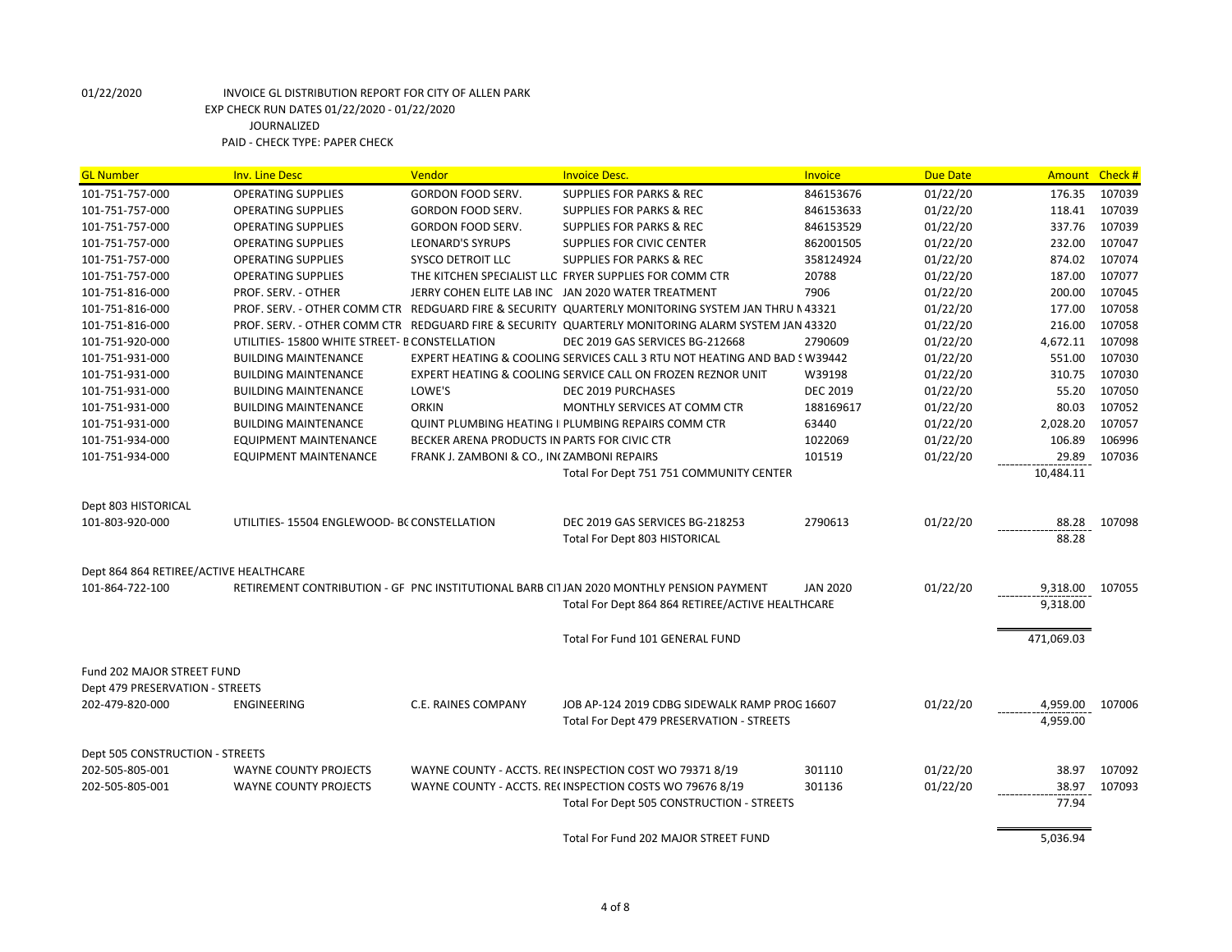01/22/2020 INVOICE GL DISTRIBUTION REPORT FOR CITY OF ALLEN PARK

EXP CHECK RUN DATES 01/22/2020 - 01/22/2020

JOURNALIZED

PAID - CHECK TYPE: PAPER CHECK

| GL Number | Inv. Line Desc | Vendor | Invoice Desc. | Invoice | Due Date | Amount | Check # |
|---|---|---|---|---|---|---|---|
| 101-751-757-000 | OPERATING SUPPLIES | GORDON FOOD SERV. | SUPPLIES FOR PARKS & REC | 846153676 | 01/22/20 | 176.35 | 107039 |
| 101-751-757-000 | OPERATING SUPPLIES | GORDON FOOD SERV. | SUPPLIES FOR PARKS & REC | 846153633 | 01/22/20 | 118.41 | 107039 |
| 101-751-757-000 | OPERATING SUPPLIES | GORDON FOOD SERV. | SUPPLIES FOR PARKS & REC | 846153529 | 01/22/20 | 337.76 | 107039 |
| 101-751-757-000 | OPERATING SUPPLIES | LEONARD'S SYRUPS | SUPPLIES FOR CIVIC CENTER | 862001505 | 01/22/20 | 232.00 | 107047 |
| 101-751-757-000 | OPERATING SUPPLIES | SYSCO DETROIT LLC | SUPPLIES FOR PARKS & REC | 358124924 | 01/22/20 | 874.02 | 107074 |
| 101-751-757-000 | OPERATING SUPPLIES | THE KITCHEN SPECIALIST LLC | FRYER SUPPLIES FOR COMM CTR | 20788 | 01/22/20 | 187.00 | 107077 |
| 101-751-816-000 | PROF. SERV. - OTHER | JERRY COHEN ELITE LAB INC | JAN 2020 WATER TREATMENT | 7906 | 01/22/20 | 200.00 | 107045 |
| 101-751-816-000 | PROF. SERV. - OTHER COMM CTR | REDGUARD FIRE & SECURITY | QUARTERLY MONITORING SYSTEM JAN THRU M | 43321 | 01/22/20 | 177.00 | 107058 |
| 101-751-816-000 | PROF. SERV. - OTHER COMM CTR | REDGUARD FIRE & SECURITY | QUARTERLY MONITORING ALARM SYSTEM JAN | 43320 | 01/22/20 | 216.00 | 107058 |
| 101-751-920-000 | UTILITIES- 15800 WHITE STREET- B | CONSTELLATION | DEC 2019 GAS SERVICES BG-212668 | 2790609 | 01/22/20 | 4,672.11 | 107098 |
| 101-751-931-000 | BUILDING MAINTENANCE | EXPERT HEATING & COOLING | SERVICES CALL 3 RTU NOT HEATING AND BAD S | W39442 | 01/22/20 | 551.00 | 107030 |
| 101-751-931-000 | BUILDING MAINTENANCE | EXPERT HEATING & COOLING | SERVICE CALL ON FROZEN REZNOR UNIT | W39198 | 01/22/20 | 310.75 | 107030 |
| 101-751-931-000 | BUILDING MAINTENANCE | LOWE'S | DEC 2019 PURCHASES | DEC 2019 | 01/22/20 | 55.20 | 107050 |
| 101-751-931-000 | BUILDING MAINTENANCE | ORKIN | MONTHLY SERVICES AT COMM CTR | 188169617 | 01/22/20 | 80.03 | 107052 |
| 101-751-931-000 | BUILDING MAINTENANCE | QUINT PLUMBING HEATING I | PLUMBING REPAIRS COMM CTR | 63440 | 01/22/20 | 2,028.20 | 107057 |
| 101-751-934-000 | EQUIPMENT MAINTENANCE | BECKER ARENA PRODUCTS IN | PARTS FOR CIVIC CTR | 1022069 | 01/22/20 | 106.89 | 106996 |
| 101-751-934-000 | EQUIPMENT MAINTENANCE | FRANK J. ZAMBONI & CO., IN | ZAMBONI REPAIRS | 101519 | 01/22/20 | 29.89 | 107036 |
| | | | Total For Dept 751 751 COMMUNITY CENTER | | | 10,484.11 | |
| Dept 803 HISTORICAL | | | | | | | |
| 101-803-920-000 | UTILITIES- 15504 ENGLEWOOD- B | CONSTELLATION | DEC 2019 GAS SERVICES BG-218253 | 2790613 | 01/22/20 | 88.28 | 107098 |
| | | | Total For Dept 803 HISTORICAL | | | 88.28 | |
| Dept 864 864 RETIREE/ACTIVE HEALTHCARE | | | | | | | |
| 101-864-722-100 | RETIREMENT CONTRIBUTION - GF | PNC INSTITUTIONAL BARB CI | JAN 2020 MONTHLY PENSION PAYMENT | JAN 2020 | 01/22/20 | 9,318.00 | 107055 |
| | | | Total For Dept 864 864 RETIREE/ACTIVE HEALTHCARE | | | 9,318.00 | |
| | | | Total For Fund 101 GENERAL FUND | | | 471,069.03 | |
| Fund 202 MAJOR STREET FUND | | | | | | | |
| Dept 479 PRESERVATION - STREETS | | | | | | | |
| 202-479-820-000 | ENGINEERING | C.E. RAINES COMPANY | JOB AP-124 2019 CDBG SIDEWALK RAMP PROG | 16607 | 01/22/20 | 4,959.00 | 107006 |
| | | | Total For Dept 479 PRESERVATION - STREETS | | | 4,959.00 | |
| Dept 505 CONSTRUCTION - STREETS | | | | | | | |
| 202-505-805-001 | WAYNE COUNTY PROJECTS | WAYNE COUNTY - ACCTS. RE( | INSPECTION COST WO 79371 8/19 | 301110 | 01/22/20 | 38.97 | 107092 |
| 202-505-805-001 | WAYNE COUNTY PROJECTS | WAYNE COUNTY - ACCTS. RE( | INSPECTION COSTS WO 79676 8/19 | 301136 | 01/22/20 | 38.97 | 107093 |
| | | | Total For Dept 505 CONSTRUCTION - STREETS | | | 77.94 | |
| | | | Total For Fund 202 MAJOR STREET FUND | | | 5,036.94 | |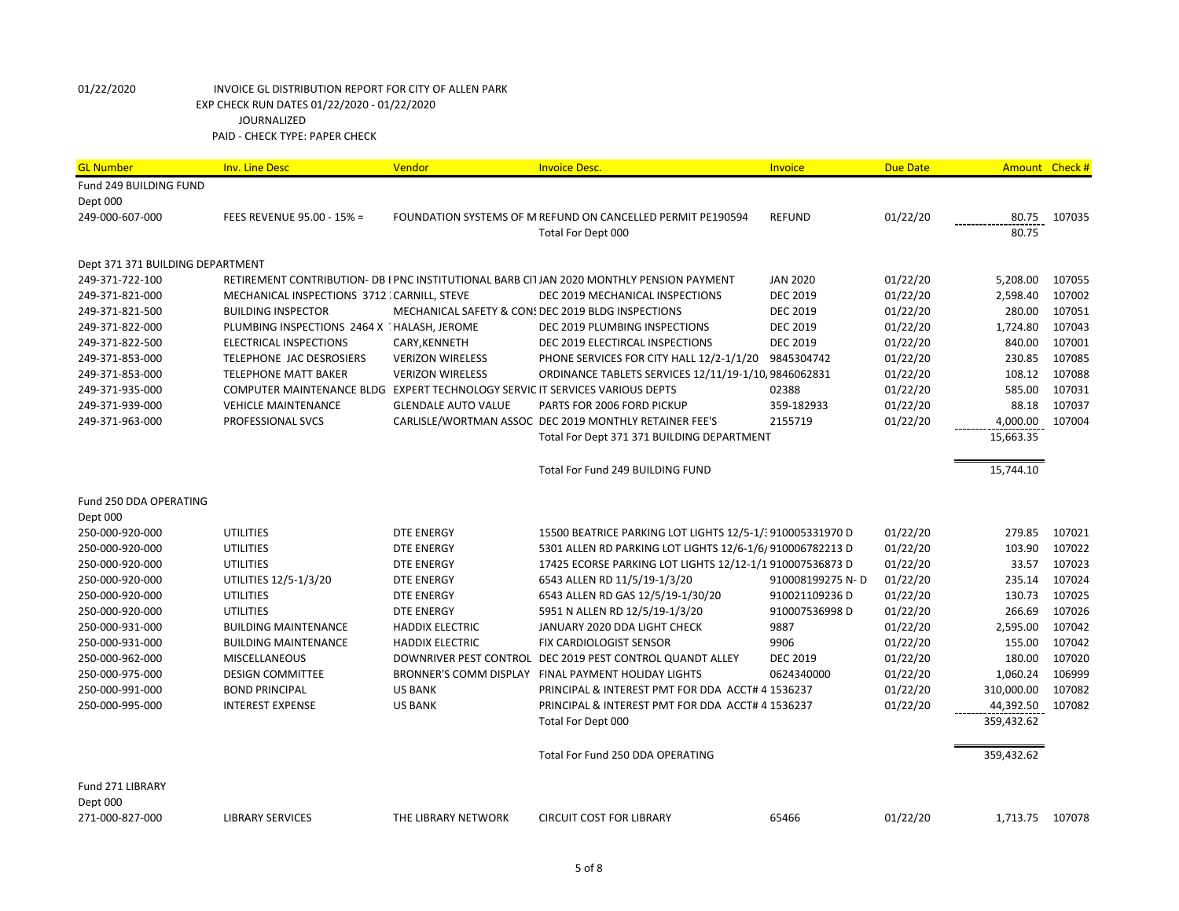01/22/2020 INVOICE GL DISTRIBUTION REPORT FOR CITY OF ALLEN PARK
EXP CHECK RUN DATES 01/22/2020 - 01/22/2020
JOURNALIZED
PAID - CHECK TYPE: PAPER CHECK

| GL Number | Inv. Line Desc | Vendor | Invoice Desc. | Invoice | Due Date | Amount | Check # |
|---|---|---|---|---|---|---|---|
| Fund 249 BUILDING FUND | | | | | | | |
| Dept 000 | | | | | | | |
| 249-000-607-000 | FEES REVENUE 95.00 - 15% = | FOUNDATION SYSTEMS OF M | REFUND ON CANCELLED PERMIT PE190594 | REFUND | 01/22/20 | 80.75 | 107035 |
| | | | Total For Dept 000 | | | 80.75 | |
| Dept 371 371 BUILDING DEPARTMENT | | | | | | | |
| 249-371-722-100 | RETIREMENT CONTRIBUTION- DB I | PNC INSTITUTIONAL BARB CI | JAN 2020 MONTHLY PENSION PAYMENT | JAN 2020 | 01/22/20 | 5,208.00 | 107055 |
| 249-371-821-000 | MECHANICAL INSPECTIONS 3712 | CARNILL, STEVE | DEC 2019 MECHANICAL INSPECTIONS | DEC 2019 | 01/22/20 | 2,598.40 | 107002 |
| 249-371-821-500 | BUILDING INSPECTOR | MECHANICAL SAFETY & CONS | DEC 2019 BLDG INSPECTIONS | DEC 2019 | 01/22/20 | 280.00 | 107051 |
| 249-371-822-000 | PLUMBING INSPECTIONS 2464 X | HALASH, JEROME | DEC 2019 PLUMBING INSPECTIONS | DEC 2019 | 01/22/20 | 1,724.80 | 107043 |
| 249-371-822-500 | ELECTRICAL INSPECTIONS | CARY,KENNETH | DEC 2019 ELECTIRCAL INSPECTIONS | DEC 2019 | 01/22/20 | 840.00 | 107001 |
| 249-371-853-000 | TELEPHONE JAC DESROSIERS | VERIZON WIRELESS | PHONE SERVICES FOR CITY HALL 12/2-1/1/20 | 9845304742 | 01/22/20 | 230.85 | 107085 |
| 249-371-853-000 | TELEPHONE MATT BAKER | VERIZON WIRELESS | ORDINANCE TABLETS SERVICES 12/11/19-1/10, | 9846062831 | 01/22/20 | 108.12 | 107088 |
| 249-371-935-000 | COMPUTER MAINTENANCE BLDG | EXPERT TECHNOLOGY SERVIC | IT SERVICES VARIOUS DEPTS | 02388 | 01/22/20 | 585.00 | 107031 |
| 249-371-939-000 | VEHICLE MAINTENANCE | GLENDALE AUTO VALUE | PARTS FOR 2006 FORD PICKUP | 359-182933 | 01/22/20 | 88.18 | 107037 |
| 249-371-963-000 | PROFESSIONAL SVCS | CARLISLE/WORTMAN ASSOC | DEC 2019 MONTHLY RETAINER FEE'S | 2155719 | 01/22/20 | 4,000.00 | 107004 |
| | | | Total For Dept 371 371 BUILDING DEPARTMENT | | | 15,663.35 | |
| | | | Total For Fund 249 BUILDING FUND | | | 15,744.10 | |
| Fund 250 DDA OPERATING | | | | | | | |
| Dept 000 | | | | | | | |
| 250-000-920-000 | UTILITIES | DTE ENERGY | 15500 BEATRICE PARKING LOT LIGHTS 12/5-1/ | 910005331970 D | 01/22/20 | 279.85 | 107021 |
| 250-000-920-000 | UTILITIES | DTE ENERGY | 5301 ALLEN RD PARKING LOT LIGHTS 12/6-1/6/ | 910006782213 D | 01/22/20 | 103.90 | 107022 |
| 250-000-920-000 | UTILITIES | DTE ENERGY | 17425 ECORSE PARKING LOT LIGHTS 12/12-1/1 | 910007536873 D | 01/22/20 | 33.57 | 107023 |
| 250-000-920-000 | UTILITIES 12/5-1/3/20 | DTE ENERGY | 6543 ALLEN RD 11/5/19-1/3/20 | 910008199275 N- D | 01/22/20 | 235.14 | 107024 |
| 250-000-920-000 | UTILITIES | DTE ENERGY | 6543 ALLEN RD GAS 12/5/19-1/30/20 | 910021109236 D | 01/22/20 | 130.73 | 107025 |
| 250-000-920-000 | UTILITIES | DTE ENERGY | 5951 N ALLEN RD 12/5/19-1/3/20 | 910007536998 D | 01/22/20 | 266.69 | 107026 |
| 250-000-931-000 | BUILDING MAINTENANCE | HADDIX ELECTRIC | JANUARY 2020 DDA LIGHT CHECK | 9887 | 01/22/20 | 2,595.00 | 107042 |
| 250-000-931-000 | BUILDING MAINTENANCE | HADDIX ELECTRIC | FIX CARDIOLOGIST SENSOR | 9906 | 01/22/20 | 155.00 | 107042 |
| 250-000-962-000 | MISCELLANEOUS | DOWNRIVER PEST CONTROL | DEC 2019 PEST CONTROL QUANDT ALLEY | DEC 2019 | 01/22/20 | 180.00 | 107020 |
| 250-000-975-000 | DESIGN COMMITTEE | BRONNER'S COMM DISPLAY | FINAL PAYMENT HOLIDAY LIGHTS | 0624340000 | 01/22/20 | 1,060.24 | 106999 |
| 250-000-991-000 | BOND PRINCIPAL | US BANK | PRINCIPAL & INTEREST PMT FOR DDA ACCT# 4 | 1536237 | 01/22/20 | 310,000.00 | 107082 |
| 250-000-995-000 | INTEREST EXPENSE | US BANK | PRINCIPAL & INTEREST PMT FOR DDA ACCT# 4 | 1536237 | 01/22/20 | 44,392.50 | 107082 |
| | | | Total For Dept 000 | | | 359,432.62 | |
| | | | Total For Fund 250 DDA OPERATING | | | 359,432.62 | |
| Fund 271 LIBRARY | | | | | | | |
| Dept 000 | | | | | | | |
| 271-000-827-000 | LIBRARY SERVICES | THE LIBRARY NETWORK | CIRCUIT COST FOR LIBRARY | 65466 | 01/22/20 | 1,713.75 | 107078 |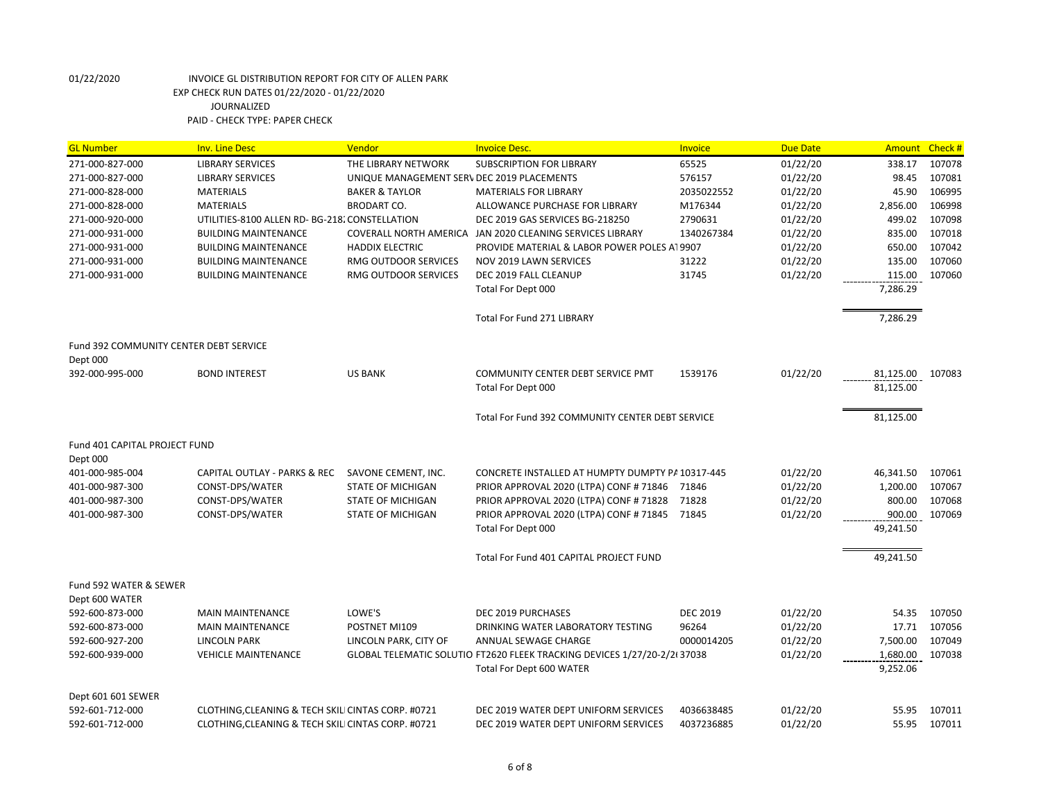01/22/2020 INVOICE GL DISTRIBUTION REPORT FOR CITY OF ALLEN PARK
EXP CHECK RUN DATES 01/22/2020 - 01/22/2020
JOURNALIZED
PAID - CHECK TYPE: PAPER CHECK

| GL Number | Inv. Line Desc | Vendor | Invoice Desc. | Invoice | Due Date | Amount | Check # |
|---|---|---|---|---|---|---|---|
| 271-000-827-000 | LIBRARY SERVICES | THE LIBRARY NETWORK | SUBSCRIPTION FOR LIBRARY | 65525 | 01/22/20 | 338.17 | 107078 |
| 271-000-827-000 | LIBRARY SERVICES | UNIQUE MANAGEMENT SERV | DEC 2019 PLACEMENTS | 576157 | 01/22/20 | 98.45 | 107081 |
| 271-000-828-000 | MATERIALS | BAKER & TAYLOR | MATERIALS FOR LIBRARY | 2035022552 | 01/22/20 | 45.90 | 106995 |
| 271-000-828-000 | MATERIALS | BRODART CO. | ALLOWANCE PURCHASE FOR LIBRARY | M176344 | 01/22/20 | 2,856.00 | 106998 |
| 271-000-920-000 | UTILITIES-8100 ALLEN RD- BG-218 | CONSTELLATION | DEC 2019 GAS SERVICES BG-218250 | 2790631 | 01/22/20 | 499.02 | 107098 |
| 271-000-931-000 | BUILDING MAINTENANCE | COVERALL NORTH AMERICA | JAN 2020 CLEANING SERVICES LIBRARY | 1340267384 | 01/22/20 | 835.00 | 107018 |
| 271-000-931-000 | BUILDING MAINTENANCE | HADDIX ELECTRIC | PROVIDE MATERIAL & LABOR POWER POLES A | 19907 | 01/22/20 | 650.00 | 107042 |
| 271-000-931-000 | BUILDING MAINTENANCE | RMG OUTDOOR SERVICES | NOV 2019 LAWN SERVICES | 31222 | 01/22/20 | 135.00 | 107060 |
| 271-000-931-000 | BUILDING MAINTENANCE | RMG OUTDOOR SERVICES | DEC 2019 FALL CLEANUP | 31745 | 01/22/20 | 115.00 | 107060 |
| | | | Total For Dept 000 | | | 7,286.29 | |
| | | | Total For Fund 271 LIBRARY | | | 7,286.29 | |

Fund 392 COMMUNITY CENTER DEBT SERVICE
Dept 000

| GL Number | Inv. Line Desc | Vendor | Invoice Desc. | Invoice | Due Date | Amount | Check # |
|---|---|---|---|---|---|---|---|
| 392-000-995-000 | BOND INTEREST | US BANK | COMMUNITY CENTER DEBT SERVICE PMT | 1539176 | 01/22/20 | 81,125.00 | 107083 |
| | | | Total For Dept 000 | | | 81,125.00 | |
| | | | Total For Fund 392 COMMUNITY CENTER DEBT SERVICE | | | 81,125.00 | |

Fund 401 CAPITAL PROJECT FUND
Dept 000

| GL Number | Inv. Line Desc | Vendor | Invoice Desc. | Invoice | Due Date | Amount | Check # |
|---|---|---|---|---|---|---|---|
| 401-000-985-004 | CAPITAL OUTLAY - PARKS & REC | SAVONE CEMENT, INC. | CONCRETE INSTALLED AT HUMPTY DUMPTY PA | 10317-445 | 01/22/20 | 46,341.50 | 107061 |
| 401-000-987-300 | CONST-DPS/WATER | STATE OF MICHIGAN | PRIOR APPROVAL 2020 (LTPA) CONF # 71846 | 71846 | 01/22/20 | 1,200.00 | 107067 |
| 401-000-987-300 | CONST-DPS/WATER | STATE OF MICHIGAN | PRIOR APPROVAL 2020 (LTPA) CONF # 71828 | 71828 | 01/22/20 | 800.00 | 107068 |
| 401-000-987-300 | CONST-DPS/WATER | STATE OF MICHIGAN | PRIOR APPROVAL 2020 (LTPA) CONF # 71845 | 71845 | 01/22/20 | 900.00 | 107069 |
| | | | Total For Dept 000 | | | 49,241.50 | |
| | | | Total For Fund 401 CAPITAL PROJECT FUND | | | 49,241.50 | |

Fund 592 WATER & SEWER
Dept 600 WATER

| GL Number | Inv. Line Desc | Vendor | Invoice Desc. | Invoice | Due Date | Amount | Check # |
|---|---|---|---|---|---|---|---|
| 592-600-873-000 | MAIN MAINTENANCE | LOWE'S | DEC 2019 PURCHASES | DEC 2019 | 01/22/20 | 54.35 | 107050 |
| 592-600-873-000 | MAIN MAINTENANCE | POSTNET MI109 | DRINKING WATER LABORATORY TESTING | 96264 | 01/22/20 | 17.71 | 107056 |
| 592-600-927-200 | LINCOLN PARK | LINCOLN PARK, CITY OF | ANNUAL SEWAGE CHARGE | 0000014205 | 01/22/20 | 7,500.00 | 107049 |
| 592-600-939-000 | VEHICLE MAINTENANCE | GLOBAL TELEMATIC SOLUTIO | FT2620 FLEEK TRACKING DEVICES 1/27/20-2/2 | 37038 | 01/22/20 | 1,680.00 | 107038 |
| | | | Total For Dept 600 WATER | | | 9,252.06 | |

Dept 601 601 SEWER

| GL Number | Inv. Line Desc | Vendor | Invoice Desc. | Invoice | Due Date | Amount | Check # |
|---|---|---|---|---|---|---|---|
| 592-601-712-000 | CLOTHING,CLEANING & TECH SKIL | CINTAS CORP. #0721 | DEC 2019 WATER DEPT UNIFORM SERVICES | 4036638485 | 01/22/20 | 55.95 | 107011 |
| 592-601-712-000 | CLOTHING,CLEANING & TECH SKIL | CINTAS CORP. #0721 | DEC 2019 WATER DEPT UNIFORM SERVICES | 4037236885 | 01/22/20 | 55.95 | 107011 |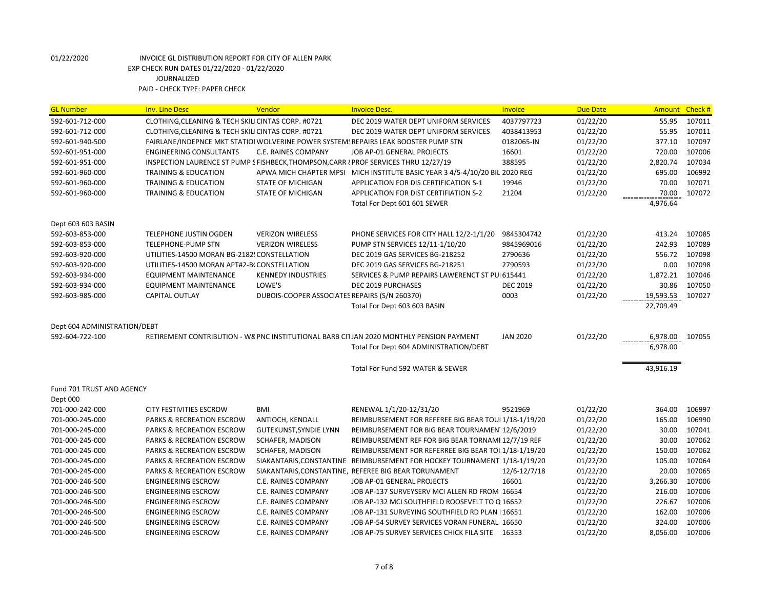01/22/2020 INVOICE GL DISTRIBUTION REPORT FOR CITY OF ALLEN PARK
EXP CHECK RUN DATES 01/22/2020 - 01/22/2020
JOURNALIZED
PAID - CHECK TYPE: PAPER CHECK

| GL Number | Inv. Line Desc | Vendor | Invoice Desc. | Invoice | Due Date | Amount | Check # |
|---|---|---|---|---|---|---|---|
| 592-601-712-000 | CLOTHING,CLEANING & TECH SKILI | CINTAS CORP. #0721 | DEC 2019 WATER DEPT UNIFORM SERVICES | 4037797723 | 01/22/20 | 55.95 | 107011 |
| 592-601-712-000 | CLOTHING,CLEANING & TECH SKILI | CINTAS CORP. #0721 | DEC 2019 WATER DEPT UNIFORM SERVICES | 4038413953 | 01/22/20 | 55.95 | 107011 |
| 592-601-940-500 | FAIRLANE/INDEPNCE MKT STATIOI | WOLVERINE POWER SYSTEM! | REPAIRS LEAK BOOSTER PUMP STN | 0182065-IN | 01/22/20 | 377.10 | 107097 |
| 592-601-951-000 | ENGINEERING CONSULTANTS | C.E. RAINES COMPANY | JOB AP-01 GENERAL PROJECTS | 16601 | 01/22/20 | 720.00 | 107006 |
| 592-601-951-000 | INSPECTION LAURENCE ST PUMP S | FISHBECK,THOMPSON,CARR { | PROF SERVICES THRU 12/27/19 | 388595 | 01/22/20 | 2,820.74 | 107034 |
| 592-601-960-000 | TRAINING & EDUCATION | APWA MICH CHAPTER MPSI | MICH INSTITUTE BASIC YEAR 3 4/5-4/10/20 BIL | 2020 REG | 01/22/20 | 695.00 | 106992 |
| 592-601-960-000 | TRAINING & EDUCATION | STATE OF MICHIGAN | APPLICATION FOR DIS CERTIFICATION S-1 | 19946 | 01/22/20 | 70.00 | 107071 |
| 592-601-960-000 | TRAINING & EDUCATION | STATE OF MICHIGAN | APPLICATION FOR DIST CERTIFIATION S-2 | 21204 | 01/22/20 | 70.00 | 107072 |
| | | | Total For Dept 601 601 SEWER | | | 4,976.64 | |
| Dept 603 603 BASIN | | | | | | | |
| 592-603-853-000 | TELEPHONE JUSTIN OGDEN | VERIZON WIRELESS | PHONE SERVICES FOR CITY HALL 12/2-1/1/20 | 9845304742 | 01/22/20 | 413.24 | 107085 |
| 592-603-853-000 | TELEPHONE-PUMP STN | VERIZON WIRELESS | PUMP STN SERVICES 12/11-1/10/20 | 9845969016 | 01/22/20 | 242.93 | 107089 |
| 592-603-920-000 | UTILITIES-14500 MORAN BG-2182! | CONSTELLATION | DEC 2019 GAS SERVICES BG-218252 | 2790636 | 01/22/20 | 556.72 | 107098 |
| 592-603-920-000 | UTILITIES-14500 MORAN APT#2-B( | CONSTELLATION | DEC 2019 GAS SERVICES BG-218251 | 2790593 | 01/22/20 | 0.00 | 107098 |
| 592-603-934-000 | EQUIPMENT MAINTENANCE | KENNEDY INDUSTRIES | SERVICES & PUMP REPAIRS LAWERENCT ST PUI | 615441 | 01/22/20 | 1,872.21 | 107046 |
| 592-603-934-000 | EQUIPMENT MAINTENANCE | LOWE'S | DEC 2019 PURCHASES | DEC 2019 | 01/22/20 | 30.86 | 107050 |
| 592-603-985-000 | CAPITAL OUTLAY | DUBOIS-COOPER ASSOCIATES | REPAIRS (S/N 260370) | 0003 | 01/22/20 | 19,593.53 | 107027 |
| | | | Total For Dept 603 603 BASIN | | | 22,709.49 | |
| Dept 604 ADMINISTRATION/DEBT | | | | | | | |
| 592-604-722-100 | RETIREMENT CONTRIBUTION - W8 | PNC INSTITUTIONAL BARB CI | JAN 2020 MONTHLY PENSION PAYMENT | JAN 2020 | 01/22/20 | 6,978.00 | 107055 |
| | | | Total For Dept 604 ADMINISTRATION/DEBT | | | 6,978.00 | |
| | | | Total For Fund 592 WATER & SEWER | | | 43,916.19 | |
| Fund 701 TRUST AND AGENCY | | | | | | | |
| Dept 000 | | | | | | | |
| 701-000-242-000 | CITY FESTIVITIES ESCROW | BMI | RENEWAL 1/1/20-12/31/20 | 9521969 | 01/22/20 | 364.00 | 106997 |
| 701-000-245-000 | PARKS & RECREATION ESCROW | ANTIOCH, KENDALL | REIMBURSEMENT FOR REFEREE BIG BEAR TOUI | 1/18-1/19/20 | 01/22/20 | 165.00 | 106990 |
| 701-000-245-000 | PARKS & RECREATION ESCROW | GUTEKUNST,SYNDIE LYNN | REIMBURSEMENT FOR BIG BEAR TOURNAMEN | 12/6/2019 | 01/22/20 | 30.00 | 107041 |
| 701-000-245-000 | PARKS & RECREATION ESCROW | SCHAFER, MADISON | REIMBURSEMENT REF FOR BIG BEAR TORNAMI | 12/7/19 REF | 01/22/20 | 30.00 | 107062 |
| 701-000-245-000 | PARKS & RECREATION ESCROW | SCHAFER, MADISON | REIMBURSEMENT FOR REFERREE BIG BEAR TOI | 1/18-1/19/20 | 01/22/20 | 150.00 | 107062 |
| 701-000-245-000 | PARKS & RECREATION ESCROW | SIAKANTARIS,CONSTANTINE | REIMBURSEMENT FOR HOCKEY TOURNAMENT | 1/18-1/19/20 | 01/22/20 | 105.00 | 107064 |
| 701-000-245-000 | PARKS & RECREATION ESCROW | SIAKANTARIS,CONSTANTINE, | REFEREE BIG BEAR TORUNAMENT | 12/6-12/7/18 | 01/22/20 | 20.00 | 107065 |
| 701-000-246-500 | ENGINEERING ESCROW | C.E. RAINES COMPANY | JOB AP-01 GENERAL PROJECTS | 16601 | 01/22/20 | 3,266.30 | 107006 |
| 701-000-246-500 | ENGINEERING ESCROW | C.E. RAINES COMPANY | JOB AP-137 SURVEYSERV MCI ALLEN RD FROM | 16654 | 01/22/20 | 216.00 | 107006 |
| 701-000-246-500 | ENGINEERING ESCROW | C.E. RAINES COMPANY | JOB AP-132 MCI SOUTHFIELD ROOSEVELT TO Q | 16652 | 01/22/20 | 226.67 | 107006 |
| 701-000-246-500 | ENGINEERING ESCROW | C.E. RAINES COMPANY | JOB AP-131 SURVEYING SOUTHFIELD RD PLAN I | 16651 | 01/22/20 | 162.00 | 107006 |
| 701-000-246-500 | ENGINEERING ESCROW | C.E. RAINES COMPANY | JOB AP-54 SURVEY SERVICES VORAN FUNERAL | 16650 | 01/22/20 | 324.00 | 107006 |
| 701-000-246-500 | ENGINEERING ESCROW | C.E. RAINES COMPANY | JOB AP-75 SURVEY SERVICES CHICK FILA SITE | 16353 | 01/22/20 | 8,056.00 | 107006 |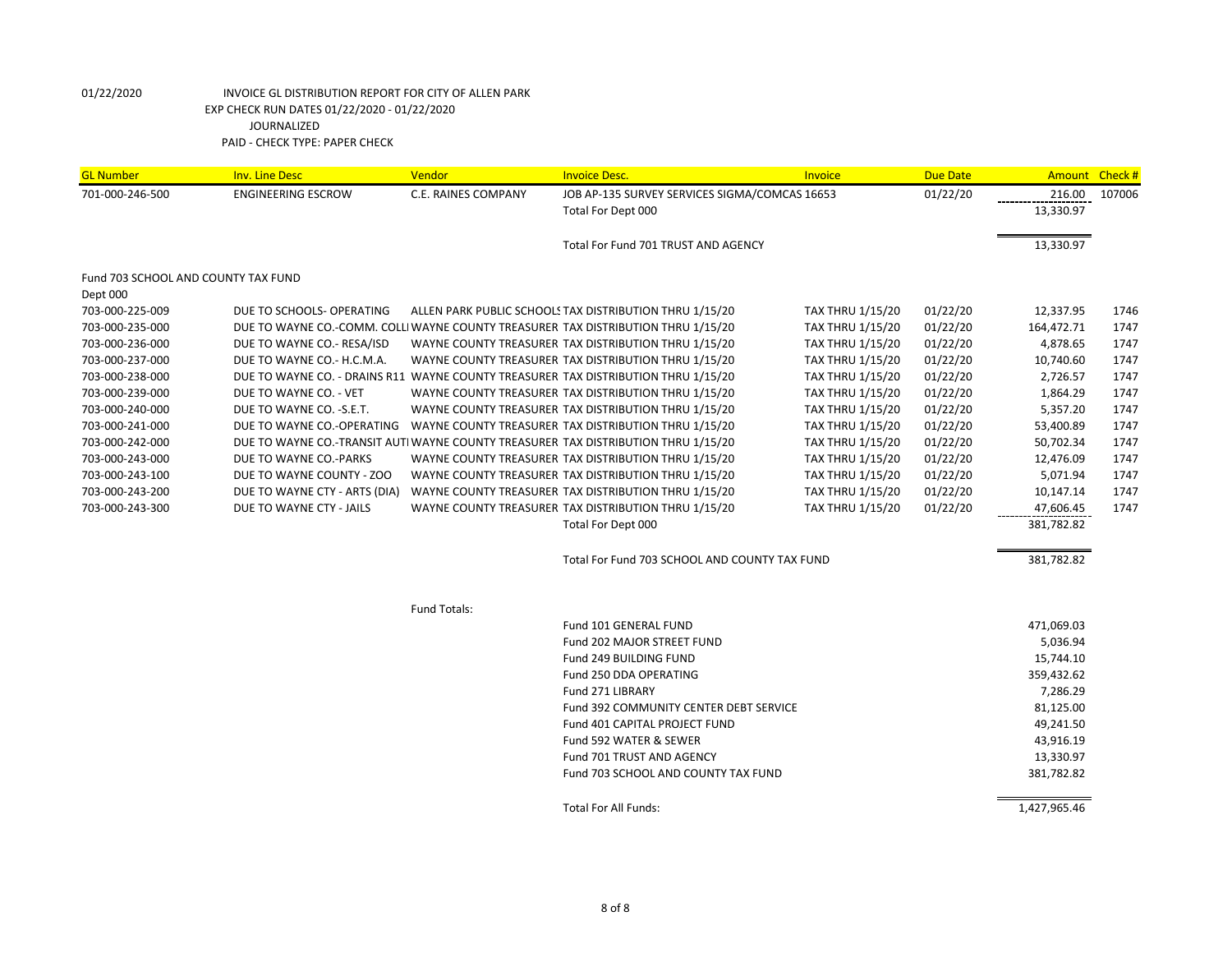01/22/2020 INVOICE GL DISTRIBUTION REPORT FOR CITY OF ALLEN PARK
EXP CHECK RUN DATES 01/22/2020 - 01/22/2020
JOURNALIZED
PAID - CHECK TYPE: PAPER CHECK

| GL Number | Inv. Line Desc | Vendor | Invoice Desc. | Invoice | Due Date | Amount | Check # |
|---|---|---|---|---|---|---|---|
| 701-000-246-500 | ENGINEERING ESCROW | C.E. RAINES COMPANY | JOB AP-135 SURVEY SERVICES SIGMA/COMCAS 16653 | | 01/22/20 | 216.00 | 107006 |
| | | | Total For Dept 000 | | | 13,330.97 | |
| | | | Total For Fund 701 TRUST AND AGENCY | | | 13,330.97 | |
| Fund 703 SCHOOL AND COUNTY TAX FUND | | | | | | | |
| Dept 000 | | | | | | | |
| 703-000-225-009 | DUE TO SCHOOLS- OPERATING | ALLEN PARK PUBLIC SCHOOLS | TAX DISTRIBUTION THRU 1/15/20 | TAX THRU 1/15/20 | 01/22/20 | 12,337.95 | 1746 |
| 703-000-235-000 | DUE TO WAYNE CO.-COMM. COLL | WAYNE COUNTY TREASURER | TAX DISTRIBUTION THRU 1/15/20 | TAX THRU 1/15/20 | 01/22/20 | 164,472.71 | 1747 |
| 703-000-236-000 | DUE TO WAYNE CO.- RESA/ISD | WAYNE COUNTY TREASURER | TAX DISTRIBUTION THRU 1/15/20 | TAX THRU 1/15/20 | 01/22/20 | 4,878.65 | 1747 |
| 703-000-237-000 | DUE TO WAYNE CO.- H.C.M.A. | WAYNE COUNTY TREASURER | TAX DISTRIBUTION THRU 1/15/20 | TAX THRU 1/15/20 | 01/22/20 | 10,740.60 | 1747 |
| 703-000-238-000 | DUE TO WAYNE CO. - DRAINS R11 | WAYNE COUNTY TREASURER | TAX DISTRIBUTION THRU 1/15/20 | TAX THRU 1/15/20 | 01/22/20 | 2,726.57 | 1747 |
| 703-000-239-000 | DUE TO WAYNE CO. - VET | WAYNE COUNTY TREASURER | TAX DISTRIBUTION THRU 1/15/20 | TAX THRU 1/15/20 | 01/22/20 | 1,864.29 | 1747 |
| 703-000-240-000 | DUE TO WAYNE CO. -S.E.T. | WAYNE COUNTY TREASURER | TAX DISTRIBUTION THRU 1/15/20 | TAX THRU 1/15/20 | 01/22/20 | 5,357.20 | 1747 |
| 703-000-241-000 | DUE TO WAYNE CO.-OPERATING | WAYNE COUNTY TREASURER | TAX DISTRIBUTION THRU 1/15/20 | TAX THRU 1/15/20 | 01/22/20 | 53,400.89 | 1747 |
| 703-000-242-000 | DUE TO WAYNE CO.-TRANSIT AUTI | WAYNE COUNTY TREASURER | TAX DISTRIBUTION THRU 1/15/20 | TAX THRU 1/15/20 | 01/22/20 | 50,702.34 | 1747 |
| 703-000-243-000 | DUE TO WAYNE CO.-PARKS | WAYNE COUNTY TREASURER | TAX DISTRIBUTION THRU 1/15/20 | TAX THRU 1/15/20 | 01/22/20 | 12,476.09 | 1747 |
| 703-000-243-100 | DUE TO WAYNE COUNTY - ZOO | WAYNE COUNTY TREASURER | TAX DISTRIBUTION THRU 1/15/20 | TAX THRU 1/15/20 | 01/22/20 | 5,071.94 | 1747 |
| 703-000-243-200 | DUE TO WAYNE CTY - ARTS (DIA) | WAYNE COUNTY TREASURER | TAX DISTRIBUTION THRU 1/15/20 | TAX THRU 1/15/20 | 01/22/20 | 10,147.14 | 1747 |
| 703-000-243-300 | DUE TO WAYNE CTY - JAILS | WAYNE COUNTY TREASURER | TAX DISTRIBUTION THRU 1/15/20 | TAX THRU 1/15/20 | 01/22/20 | 47,606.45 | 1747 |
| | | | Total For Dept 000 | | | 381,782.82 | |
| | | | Total For Fund 703 SCHOOL AND COUNTY TAX FUND | | | 381,782.82 | |
| | | Fund Totals: | | | | | |
| | | | Fund 101 GENERAL FUND | | | 471,069.03 | |
| | | | Fund 202 MAJOR STREET FUND | | | 5,036.94 | |
| | | | Fund 249 BUILDING FUND | | | 15,744.10 | |
| | | | Fund 250 DDA OPERATING | | | 359,432.62 | |
| | | | Fund 271 LIBRARY | | | 7,286.29 | |
| | | | Fund 392 COMMUNITY CENTER DEBT SERVICE | | | 81,125.00 | |
| | | | Fund 401 CAPITAL PROJECT FUND | | | 49,241.50 | |
| | | | Fund 592 WATER & SEWER | | | 43,916.19 | |
| | | | Fund 701 TRUST AND AGENCY | | | 13,330.97 | |
| | | | Fund 703 SCHOOL AND COUNTY TAX FUND | | | 381,782.82 | |
| | | | Total For All Funds: | | | 1,427,965.46 | |